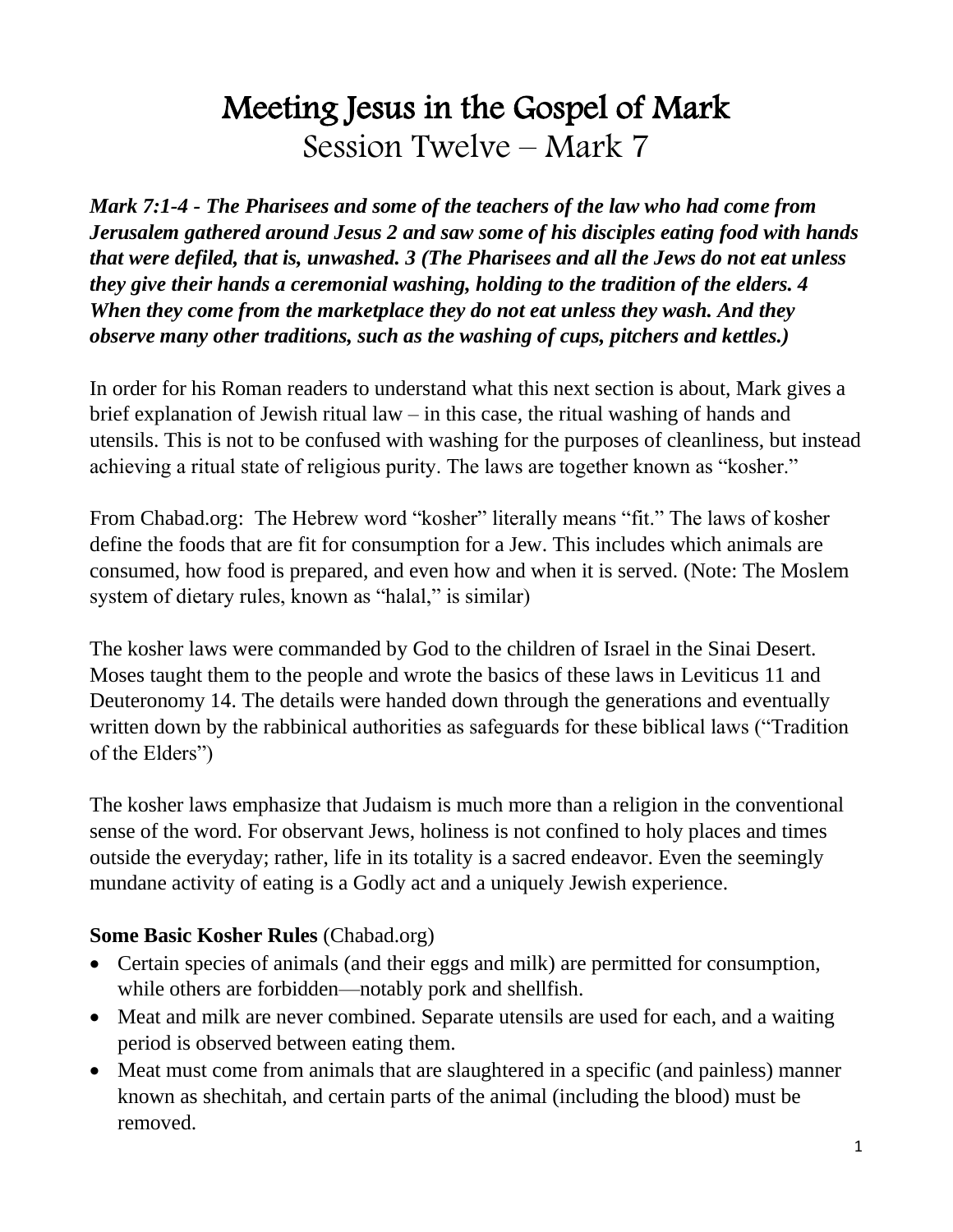# Meeting Jesus in the Gospel of Mark

## Session Twelve – Mark 7

***Mark 7:1-4 - The Pharisees and some of the teachers of the law who had come from Jerusalem gathered around Jesus 2 and saw some of his disciples eating food with hands that were defiled, that is, unwashed. 3 (The Pharisees and all the Jews do not eat unless they give their hands a ceremonial washing, holding to the tradition of the elders. 4 When they come from the marketplace they do not eat unless they wash. And they observe many other traditions, such as the washing of cups, pitchers and kettles.)***

In order for his Roman readers to understand what this next section is about, Mark gives a brief explanation of Jewish ritual law – in this case, the ritual washing of hands and utensils. This is not to be confused with washing for the purposes of cleanliness, but instead achieving a ritual state of religious purity. The laws are together known as "kosher."

From Chabad.org: The Hebrew word "kosher" literally means "fit." The laws of kosher define the foods that are fit for consumption for a Jew. This includes which animals are consumed, how food is prepared, and even how and when it is served. (Note: The Moslem system of dietary rules, known as "halal," is similar)

The kosher laws were commanded by God to the children of Israel in the Sinai Desert. Moses taught them to the people and wrote the basics of these laws in Leviticus 11 and Deuteronomy 14. The details were handed down through the generations and eventually written down by the rabbinical authorities as safeguards for these biblical laws ("Tradition of the Elders")

The kosher laws emphasize that Judaism is much more than a religion in the conventional sense of the word. For observant Jews, holiness is not confined to holy places and times outside the everyday; rather, life in its totality is a sacred endeavor. Even the seemingly mundane activity of eating is a Godly act and a uniquely Jewish experience.

**Some Basic Kosher Rules** (Chabad.org)

- Certain species of animals (and their eggs and milk) are permitted for consumption, while others are forbidden—notably pork and shellfish.
- Meat and milk are never combined. Separate utensils are used for each, and a waiting period is observed between eating them.
- Meat must come from animals that are slaughtered in a specific (and painless) manner known as shechitah, and certain parts of the animal (including the blood) must be removed.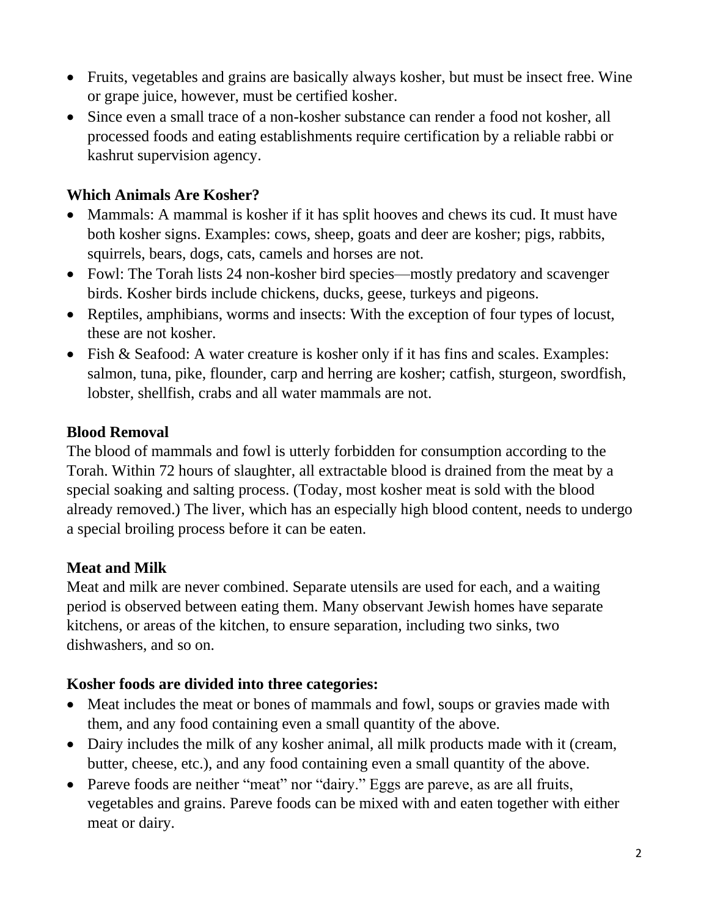- Fruits, vegetables and grains are basically always kosher, but must be insect free. Wine or grape juice, however, must be certified kosher.
- Since even a small trace of a non-kosher substance can render a food not kosher, all processed foods and eating establishments require certification by a reliable rabbi or kashrut supervision agency.

**Which Animals Are Kosher?**

- Mammals: A mammal is kosher if it has split hooves and chews its cud. It must have both kosher signs. Examples: cows, sheep, goats and deer are kosher; pigs, rabbits, squirrels, bears, dogs, cats, camels and horses are not.
- Fowl: The Torah lists 24 non-kosher bird species—mostly predatory and scavenger birds. Kosher birds include chickens, ducks, geese, turkeys and pigeons.
- Reptiles, amphibians, worms and insects: With the exception of four types of locust, these are not kosher.
- Fish & Seafood: A water creature is kosher only if it has fins and scales. Examples: salmon, tuna, pike, flounder, carp and herring are kosher; catfish, sturgeon, swordfish, lobster, shellfish, crabs and all water mammals are not.

**Blood Removal**

The blood of mammals and fowl is utterly forbidden for consumption according to the Torah. Within 72 hours of slaughter, all extractable blood is drained from the meat by a special soaking and salting process. (Today, most kosher meat is sold with the blood already removed.) The liver, which has an especially high blood content, needs to undergo a special broiling process before it can be eaten.

**Meat and Milk**

Meat and milk are never combined. Separate utensils are used for each, and a waiting period is observed between eating them. Many observant Jewish homes have separate kitchens, or areas of the kitchen, to ensure separation, including two sinks, two dishwashers, and so on.

**Kosher foods are divided into three categories:**

- Meat includes the meat or bones of mammals and fowl, soups or gravies made with them, and any food containing even a small quantity of the above.
- Dairy includes the milk of any kosher animal, all milk products made with it (cream, butter, cheese, etc.), and any food containing even a small quantity of the above.
- Pareve foods are neither "meat" nor "dairy." Eggs are pareve, as are all fruits, vegetables and grains. Pareve foods can be mixed with and eaten together with either meat or dairy.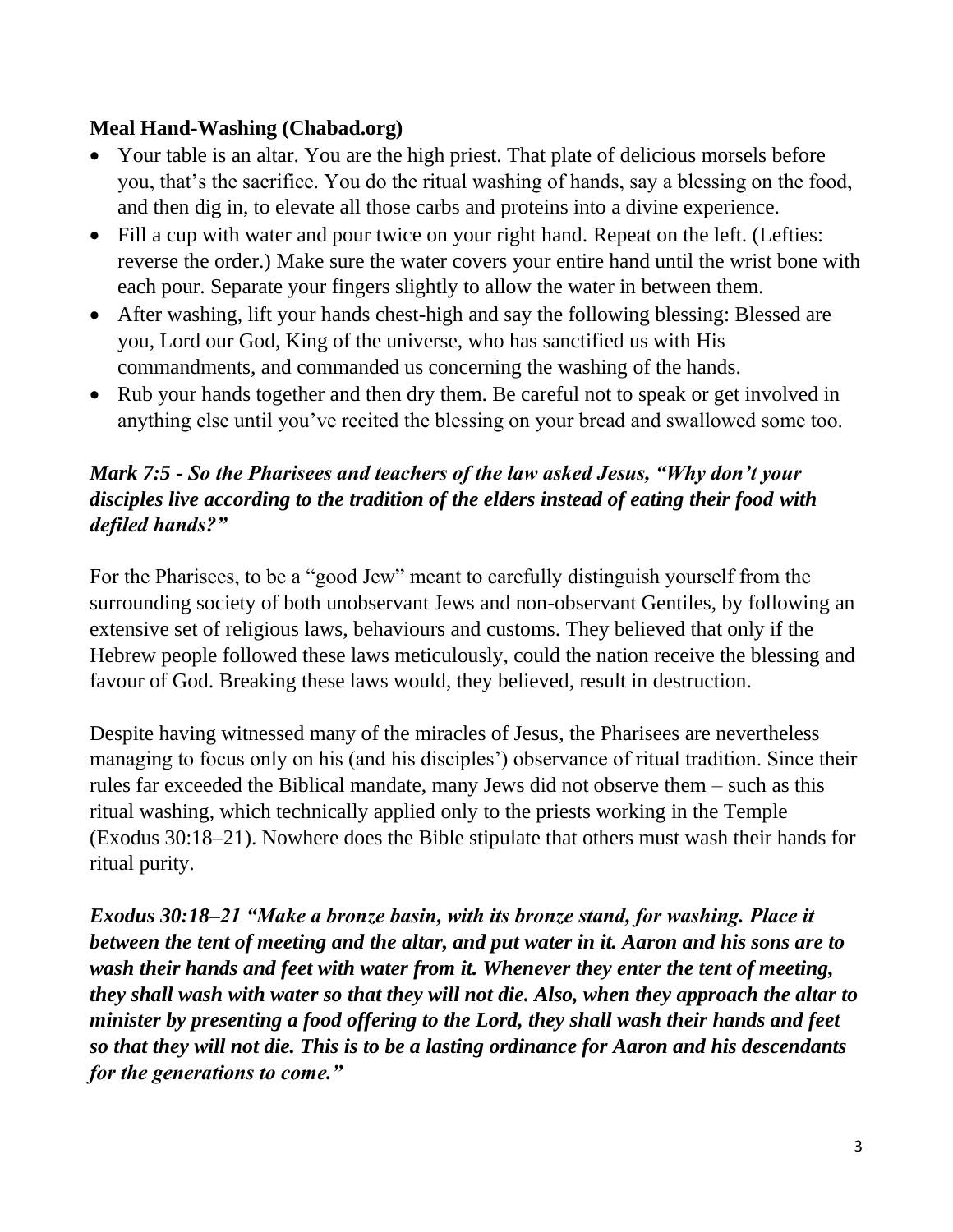**Meal Hand-Washing (Chabad.org)**

- Your table is an altar. You are the high priest. That plate of delicious morsels before you, that's the sacrifice. You do the ritual washing of hands, say a blessing on the food, and then dig in, to elevate all those carbs and proteins into a divine experience.
- Fill a cup with water and pour twice on your right hand. Repeat on the left. (Lefties: reverse the order.) Make sure the water covers your entire hand until the wrist bone with each pour. Separate your fingers slightly to allow the water in between them.
- After washing, lift your hands chest-high and say the following blessing: Blessed are you, Lord our God, King of the universe, who has sanctified us with His commandments, and commanded us concerning the washing of the hands.
- Rub your hands together and then dry them. Be careful not to speak or get involved in anything else until you've recited the blessing on your bread and swallowed some too.

***Mark 7:5 - So the Pharisees and teachers of the law asked Jesus, "Why don't your disciples live according to the tradition of the elders instead of eating their food with defiled hands?"***

For the Pharisees, to be a "good Jew" meant to carefully distinguish yourself from the surrounding society of both unobservant Jews and non-observant Gentiles, by following an extensive set of religious laws, behaviours and customs. They believed that only if the Hebrew people followed these laws meticulously, could the nation receive the blessing and favour of God. Breaking these laws would, they believed, result in destruction.

Despite having witnessed many of the miracles of Jesus, the Pharisees are nevertheless managing to focus only on his (and his disciples') observance of ritual tradition. Since their rules far exceeded the Biblical mandate, many Jews did not observe them – such as this ritual washing, which technically applied only to the priests working in the Temple (Exodus 30:18–21). Nowhere does the Bible stipulate that others must wash their hands for ritual purity.

***Exodus 30:18–21 "Make a bronze basin, with its bronze stand, for washing. Place it between the tent of meeting and the altar, and put water in it. Aaron and his sons are to wash their hands and feet with water from it. Whenever they enter the tent of meeting, they shall wash with water so that they will not die. Also, when they approach the altar to minister by presenting a food offering to the Lord, they shall wash their hands and feet so that they will not die. This is to be a lasting ordinance for Aaron and his descendants for the generations to come."***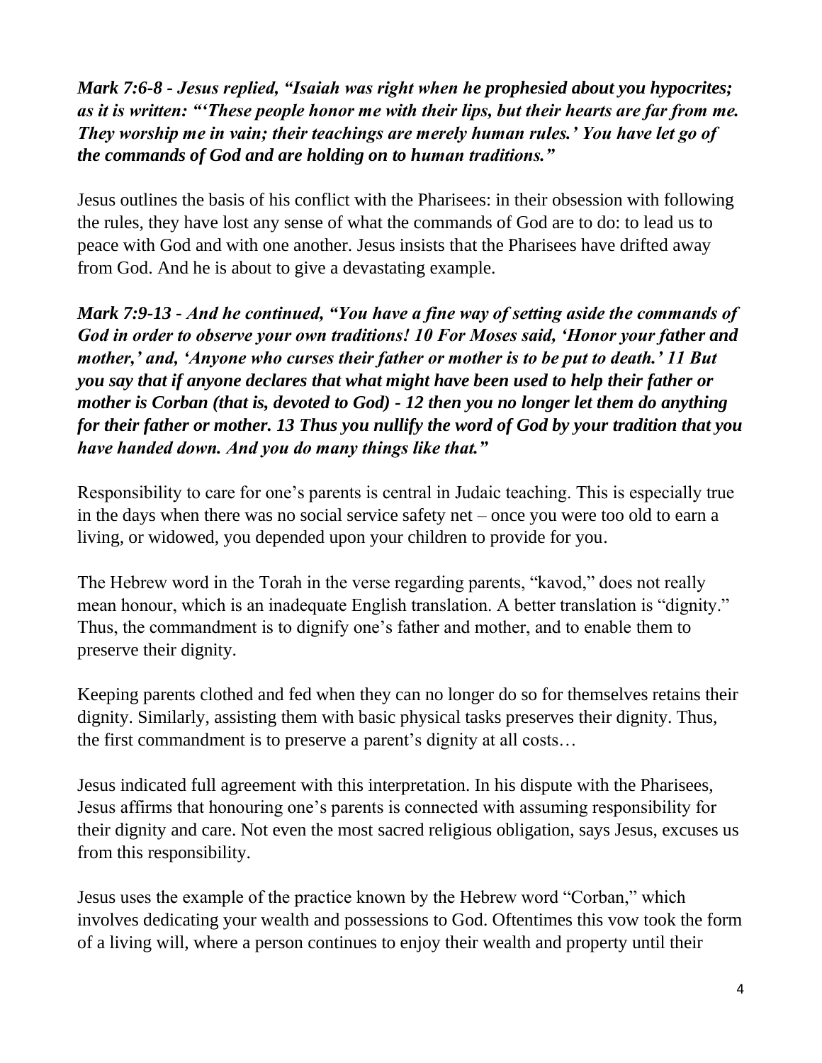***Mark 7:6-8 - Jesus replied, "Isaiah was right when he prophesied about you hypocrites; as it is written: "'These people honor me with their lips, but their hearts are far from me. They worship me in vain; their teachings are merely human rules.' You have let go of the commands of God and are holding on to human traditions."***

Jesus outlines the basis of his conflict with the Pharisees: in their obsession with following the rules, they have lost any sense of what the commands of God are to do: to lead us to peace with God and with one another. Jesus insists that the Pharisees have drifted away from God. And he is about to give a devastating example.

***Mark 7:9-13 - And he continued, "You have a fine way of setting aside the commands of God in order to observe your own traditions! 10 For Moses said, 'Honor your father and mother,' and, 'Anyone who curses their father or mother is to be put to death.' 11 But you say that if anyone declares that what might have been used to help their father or mother is Corban (that is, devoted to God) - 12 then you no longer let them do anything for their father or mother. 13 Thus you nullify the word of God by your tradition that you have handed down. And you do many things like that."***

Responsibility to care for one's parents is central in Judaic teaching. This is especially true in the days when there was no social service safety net – once you were too old to earn a living, or widowed, you depended upon your children to provide for you.

The Hebrew word in the Torah in the verse regarding parents, "kavod," does not really mean honour, which is an inadequate English translation. A better translation is "dignity." Thus, the commandment is to dignify one's father and mother, and to enable them to preserve their dignity.

Keeping parents clothed and fed when they can no longer do so for themselves retains their dignity. Similarly, assisting them with basic physical tasks preserves their dignity. Thus, the first commandment is to preserve a parent's dignity at all costs…

Jesus indicated full agreement with this interpretation. In his dispute with the Pharisees, Jesus affirms that honouring one's parents is connected with assuming responsibility for their dignity and care. Not even the most sacred religious obligation, says Jesus, excuses us from this responsibility.

Jesus uses the example of the practice known by the Hebrew word "Corban," which involves dedicating your wealth and possessions to God. Oftentimes this vow took the form of a living will, where a person continues to enjoy their wealth and property until their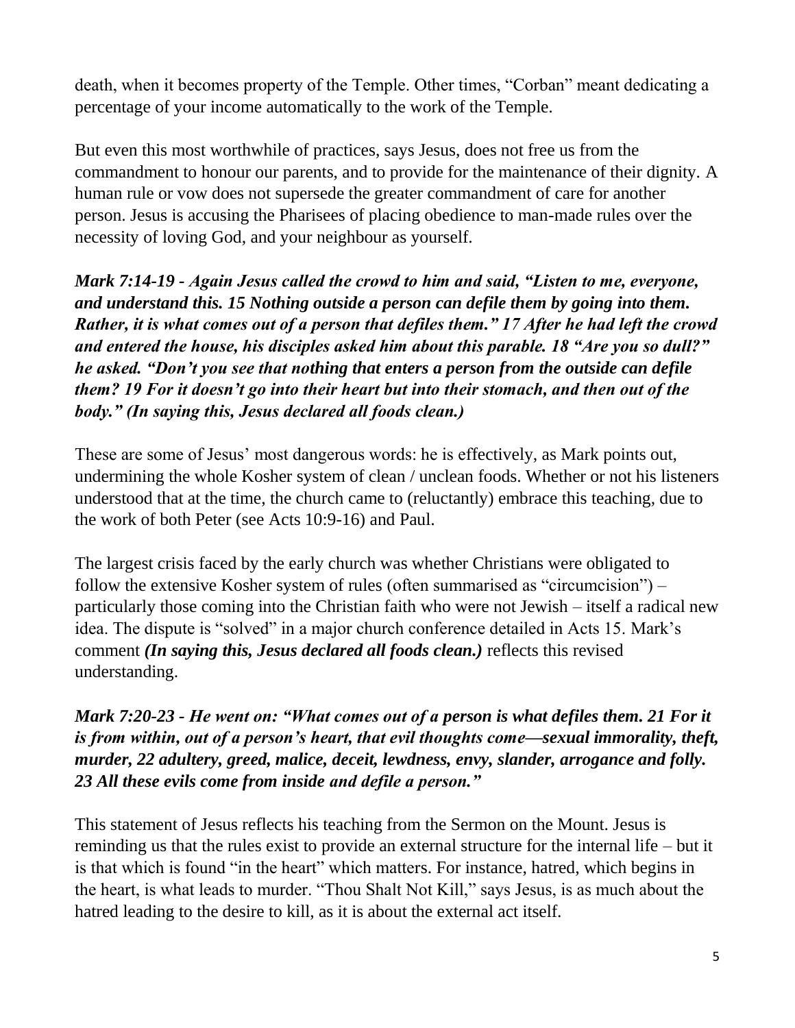death, when it becomes property of the Temple. Other times, "Corban" meant dedicating a percentage of your income automatically to the work of the Temple.

But even this most worthwhile of practices, says Jesus, does not free us from the commandment to honour our parents, and to provide for the maintenance of their dignity. A human rule or vow does not supersede the greater commandment of care for another person. Jesus is accusing the Pharisees of placing obedience to man-made rules over the necessity of loving God, and your neighbour as yourself.

***Mark 7:14-19 - Again Jesus called the crowd to him and said, "Listen to me, everyone, and understand this. 15 Nothing outside a person can defile them by going into them. Rather, it is what comes out of a person that defiles them." 17 After he had left the crowd and entered the house, his disciples asked him about this parable. 18 "Are you so dull?" he asked. "Don't you see that nothing that enters a person from the outside can defile them? 19 For it doesn't go into their heart but into their stomach, and then out of the body." (In saying this, Jesus declared all foods clean.)***

These are some of Jesus' most dangerous words: he is effectively, as Mark points out, undermining the whole Kosher system of clean / unclean foods. Whether or not his listeners understood that at the time, the church came to (reluctantly) embrace this teaching, due to the work of both Peter (see Acts 10:9-16) and Paul.

The largest crisis faced by the early church was whether Christians were obligated to follow the extensive Kosher system of rules (often summarised as "circumcision") – particularly those coming into the Christian faith who were not Jewish – itself a radical new idea. The dispute is "solved" in a major church conference detailed in Acts 15. Mark's comment ***(In saying this, Jesus declared all foods clean.)*** reflects this revised understanding.

***Mark 7:20-23 - He went on: "What comes out of a person is what defiles them. 21 For it is from within, out of a person's heart, that evil thoughts come—sexual immorality, theft, murder, 22 adultery, greed, malice, deceit, lewdness, envy, slander, arrogance and folly. 23 All these evils come from inside and defile a person."***

This statement of Jesus reflects his teaching from the Sermon on the Mount. Jesus is reminding us that the rules exist to provide an external structure for the internal life – but it is that which is found "in the heart" which matters. For instance, hatred, which begins in the heart, is what leads to murder. "Thou Shalt Not Kill," says Jesus, is as much about the hatred leading to the desire to kill, as it is about the external act itself.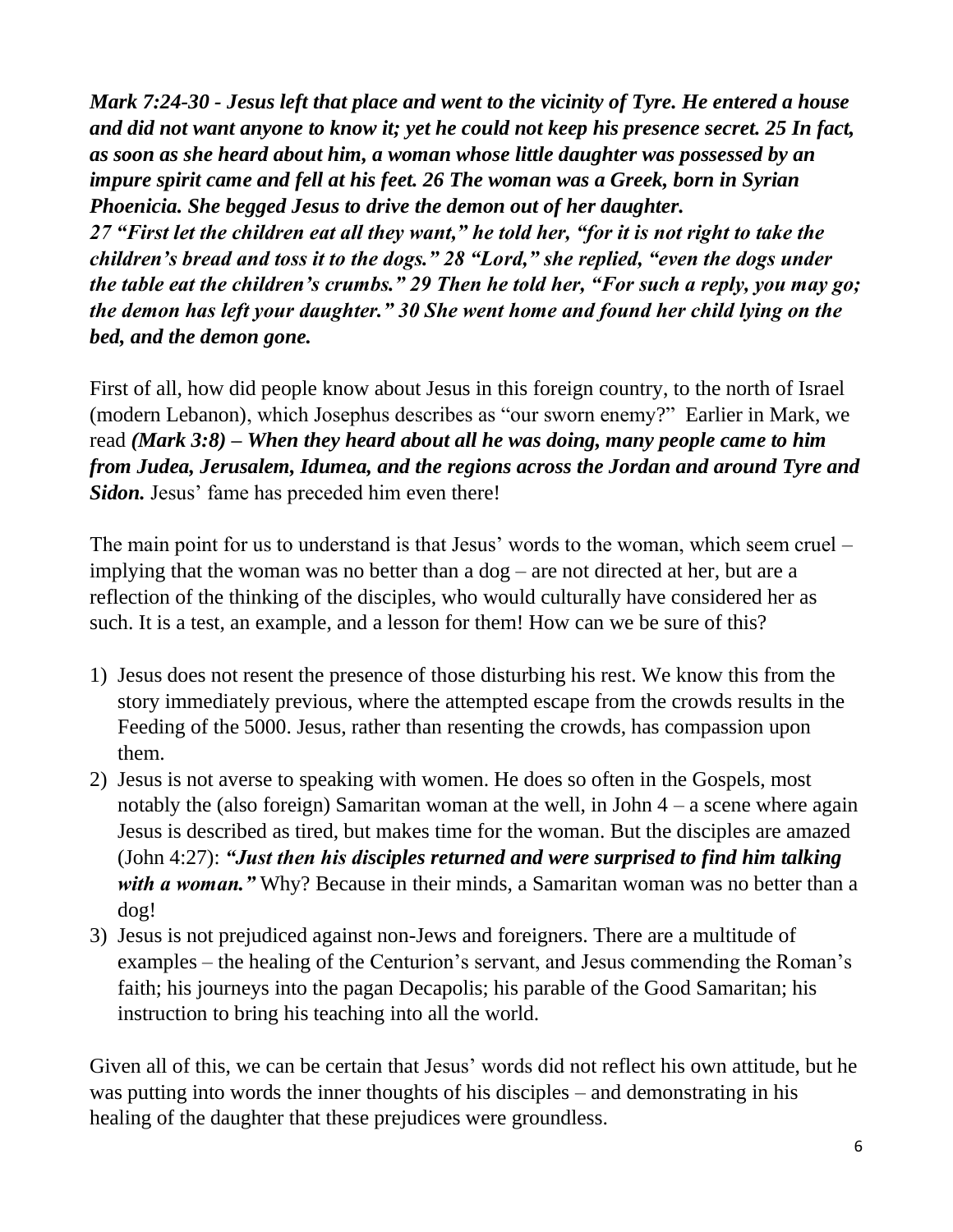***Mark 7:24-30 - Jesus left that place and went to the vicinity of Tyre. He entered a house and did not want anyone to know it; yet he could not keep his presence secret. 25 In fact, as soon as she heard about him, a woman whose little daughter was possessed by an impure spirit came and fell at his feet. 26 The woman was a Greek, born in Syrian Phoenicia. She begged Jesus to drive the demon out of her daughter. 27 "First let the children eat all they want," he told her, "for it is not right to take the children's bread and toss it to the dogs." 28 "Lord," she replied, "even the dogs under the table eat the children's crumbs." 29 Then he told her, "For such a reply, you may go; the demon has left your daughter." 30 She went home and found her child lying on the bed, and the demon gone.***

First of all, how did people know about Jesus in this foreign country, to the north of Israel (modern Lebanon), which Josephus describes as "our sworn enemy?" Earlier in Mark, we read ***(Mark 3:8) – When they heard about all he was doing, many people came to him from Judea, Jerusalem, Idumea, and the regions across the Jordan and around Tyre and Sidon.*** Jesus' fame has preceded him even there!

The main point for us to understand is that Jesus' words to the woman, which seem cruel – implying that the woman was no better than a dog – are not directed at her, but are a reflection of the thinking of the disciples, who would culturally have considered her as such. It is a test, an example, and a lesson for them! How can we be sure of this?

1) Jesus does not resent the presence of those disturbing his rest. We know this from the story immediately previous, where the attempted escape from the crowds results in the Feeding of the 5000. Jesus, rather than resenting the crowds, has compassion upon them.
2) Jesus is not averse to speaking with women. He does so often in the Gospels, most notably the (also foreign) Samaritan woman at the well, in John 4 – a scene where again Jesus is described as tired, but makes time for the woman. But the disciples are amazed (John 4:27): ***"Just then his disciples returned and were surprised to find him talking with a woman."*** Why? Because in their minds, a Samaritan woman was no better than a dog!
3) Jesus is not prejudiced against non-Jews and foreigners. There are a multitude of examples – the healing of the Centurion's servant, and Jesus commending the Roman's faith; his journeys into the pagan Decapolis; his parable of the Good Samaritan; his instruction to bring his teaching into all the world.

Given all of this, we can be certain that Jesus' words did not reflect his own attitude, but he was putting into words the inner thoughts of his disciples – and demonstrating in his healing of the daughter that these prejudices were groundless.